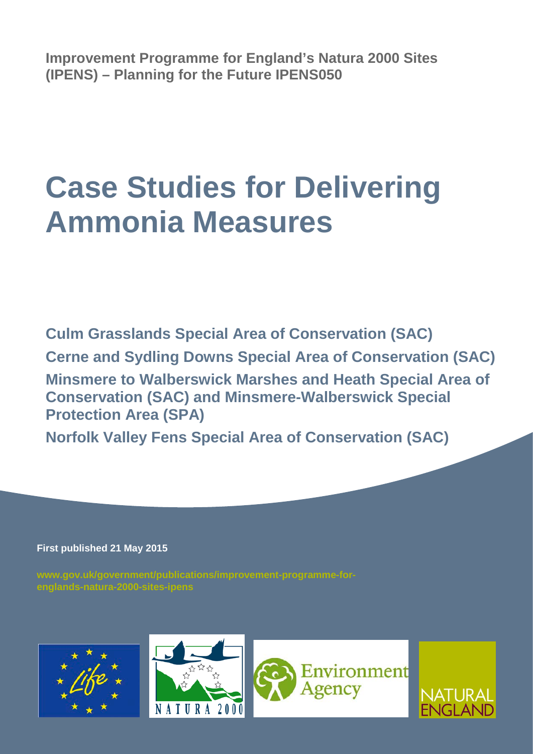**Improvement Programme for England's Natura 2000 Sites (IPENS) – Planning for the Future IPENS050**

# Case Studies for Delivering Ammonia Measures

**Culm Grasslands Special Area of Conservation (SAC)**

**Cerne and Sydling Downs Special Area of Conservation (SAC)**

**Minsmere to Walberswick Marshes and Heath Special Area of Conservation (SAC) and Minsmere-Walberswick Special Protection Area (SPA)**

**Norfolk Valley Fens Special Area of Conservation (SAC)**

**First published 21 May 2015**

www.gov.uk/government/publications/improvement-programme-for-englands-natura-2000-sites-ipens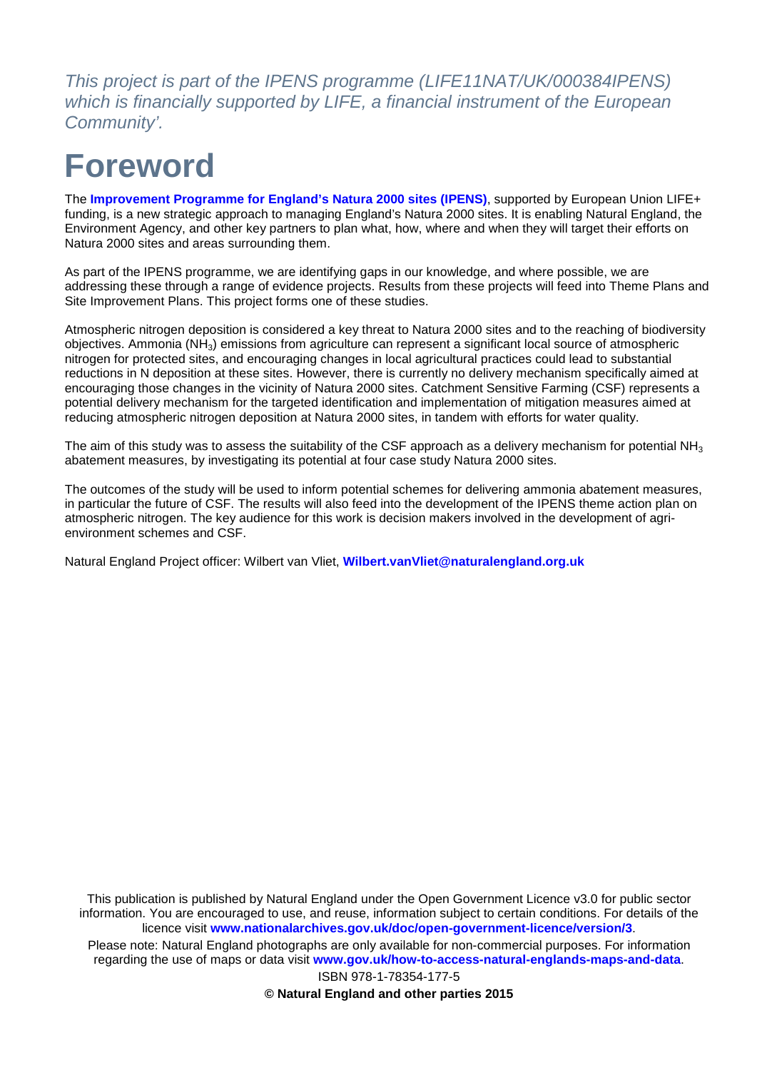*This project is part of the IPENS programme (LIFE11NAT/UK/000384IPENS) which is financially supported by LIFE, a financial instrument of the European Community'.*

# Foreword

The **Improvement Programme for England's Natura 2000 sites (IPENS)**, supported by European Union LIFE+ funding, is a new strategic approach to managing England's Natura 2000 sites. It is enabling Natural England, the Environment Agency, and other key partners to plan what, how, where and when they will target their efforts on Natura 2000 sites and areas surrounding them.

As part of the IPENS programme, we are identifying gaps in our knowledge, and where possible, we are addressing these through a range of evidence projects. Results from these projects will feed into Theme Plans and Site Improvement Plans. This project forms one of these studies.

Atmospheric nitrogen deposition is considered a key threat to Natura 2000 sites and to the reaching of biodiversity objectives. Ammonia ($NH_3$) emissions from agriculture can represent a significant local source of atmospheric nitrogen for protected sites, and encouraging changes in local agricultural practices could lead to substantial reductions in N deposition at these sites. However, there is currently no delivery mechanism specifically aimed at encouraging those changes in the vicinity of Natura 2000 sites. Catchment Sensitive Farming (CSF) represents a potential delivery mechanism for the targeted identification and implementation of mitigation measures aimed at reducing atmospheric nitrogen deposition at Natura 2000 sites, in tandem with efforts for water quality.

The aim of this study was to assess the suitability of the CSF approach as a delivery mechanism for potential $NH_3$ abatement measures, by investigating its potential at four case study Natura 2000 sites.

The outcomes of the study will be used to inform potential schemes for delivering ammonia abatement measures, in particular the future of CSF. The results will also feed into the development of the IPENS theme action plan on atmospheric nitrogen. The key audience for this work is decision makers involved in the development of agri-environment schemes and CSF.

Natural England Project officer: Wilbert van Vliet, **Wilbert.vanVliet@naturalengland.org.uk**

This publication is published by Natural England under the Open Government Licence v3.0 for public sector information. You are encouraged to use, and reuse, information subject to certain conditions. For details of the licence visit **www.nationalarchives.gov.uk/doc/open-government-licence/version/3**.

Please note: Natural England photographs are only available for non-commercial purposes. For information regarding the use of maps or data visit **www.gov.uk/how-to-access-natural-englands-maps-and-data**.

ISBN 978-1-78354-177-5

**© Natural England and other parties 2015**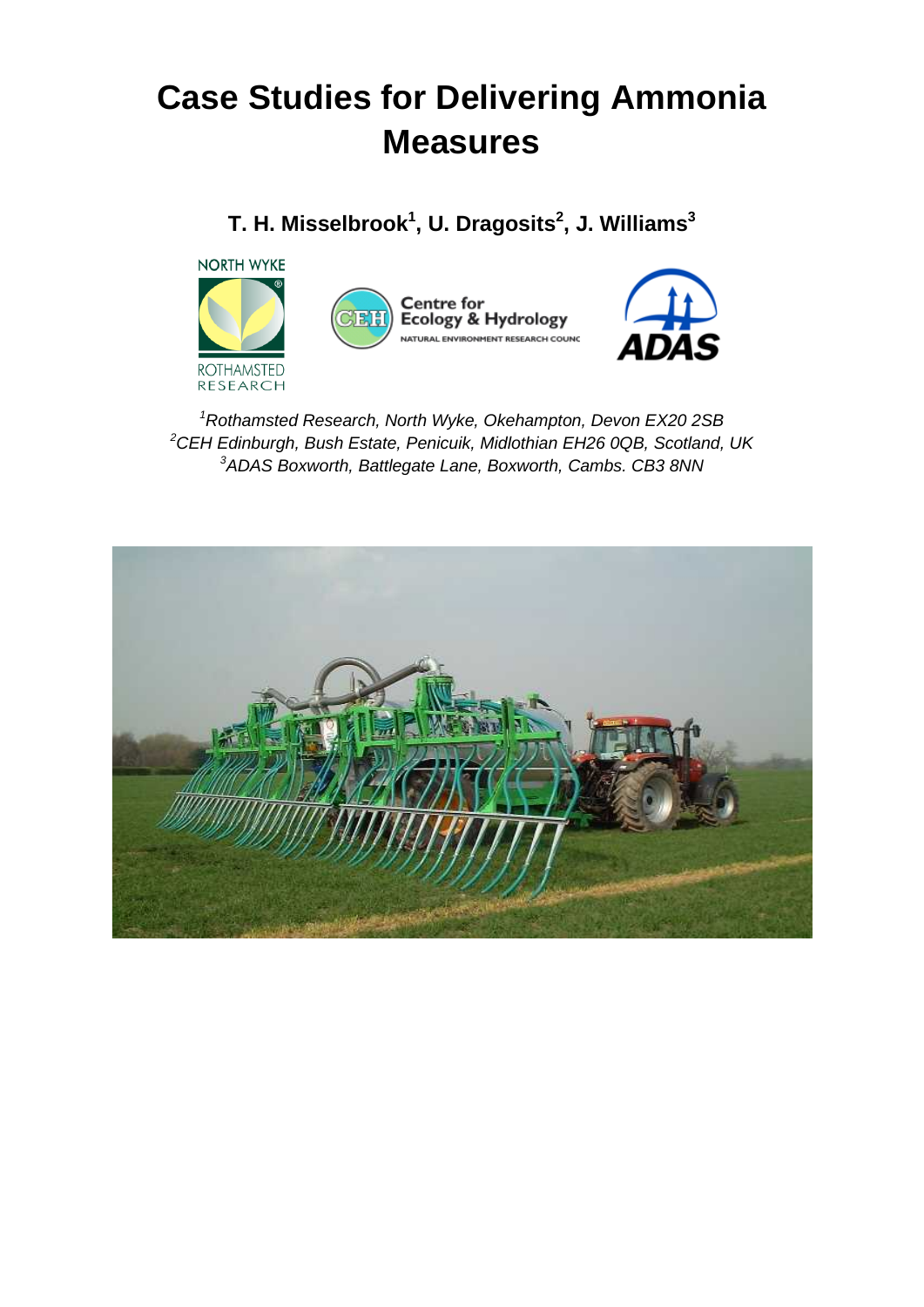# Case Studies for Delivering Ammonia Measures

**T. H. Misselbrook[1], U. Dragosits[2], J. Williams[3]**

NORTH WYKE

ROTHAMSTED RESEARCH

Centre for Ecology & Hydrology

NATURAL ENVIRONMENT RESEARCH COUNC

ADAS

*[1]Rothamsted Research, North Wyke, Okehampton, Devon EX20 2SB*
*[2]CEH Edinburgh, Bush Estate, Penicuik, Midlothian EH26 0QB, Scotland, UK*
*[3]ADAS Boxworth, Battlegate Lane, Boxworth, Cambs. CB3 8NN*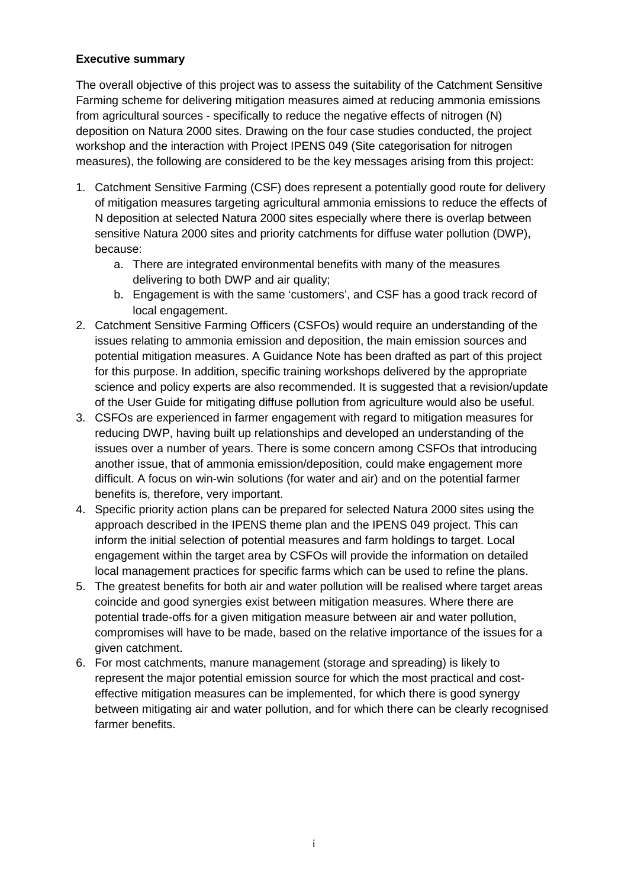**Executive summary**

The overall objective of this project was to assess the suitability of the Catchment Sensitive Farming scheme for delivering mitigation measures aimed at reducing ammonia emissions from agricultural sources - specifically to reduce the negative effects of nitrogen (N) deposition on Natura 2000 sites. Drawing on the four case studies conducted, the project workshop and the interaction with Project IPENS 049 (Site categorisation for nitrogen measures), the following are considered to be the key messages arising from this project:

1. Catchment Sensitive Farming (CSF) does represent a potentially good route for delivery of mitigation measures targeting agricultural ammonia emissions to reduce the effects of N deposition at selected Natura 2000 sites especially where there is overlap between sensitive Natura 2000 sites and priority catchments for diffuse water pollution (DWP), because:
    a. There are integrated environmental benefits with many of the measures delivering to both DWP and air quality;
    b. Engagement is with the same 'customers', and CSF has a good track record of local engagement.
2. Catchment Sensitive Farming Officers (CSFOs) would require an understanding of the issues relating to ammonia emission and deposition, the main emission sources and potential mitigation measures. A Guidance Note has been drafted as part of this project for this purpose. In addition, specific training workshops delivered by the appropriate science and policy experts are also recommended. It is suggested that a revision/update of the User Guide for mitigating diffuse pollution from agriculture would also be useful.
3. CSFOs are experienced in farmer engagement with regard to mitigation measures for reducing DWP, having built up relationships and developed an understanding of the issues over a number of years. There is some concern among CSFOs that introducing another issue, that of ammonia emission/deposition, could make engagement more difficult. A focus on win-win solutions (for water and air) and on the potential farmer benefits is, therefore, very important.
4. Specific priority action plans can be prepared for selected Natura 2000 sites using the approach described in the IPENS theme plan and the IPENS 049 project. This can inform the initial selection of potential measures and farm holdings to target. Local engagement within the target area by CSFOs will provide the information on detailed local management practices for specific farms which can be used to refine the plans.
5. The greatest benefits for both air and water pollution will be realised where target areas coincide and good synergies exist between mitigation measures. Where there are potential trade-offs for a given mitigation measure between air and water pollution, compromises will have to be made, based on the relative importance of the issues for a given catchment.
6. For most catchments, manure management (storage and spreading) is likely to represent the major potential emission source for which the most practical and cost-effective mitigation measures can be implemented, for which there is good synergy between mitigating air and water pollution, and for which there can be clearly recognised farmer benefits.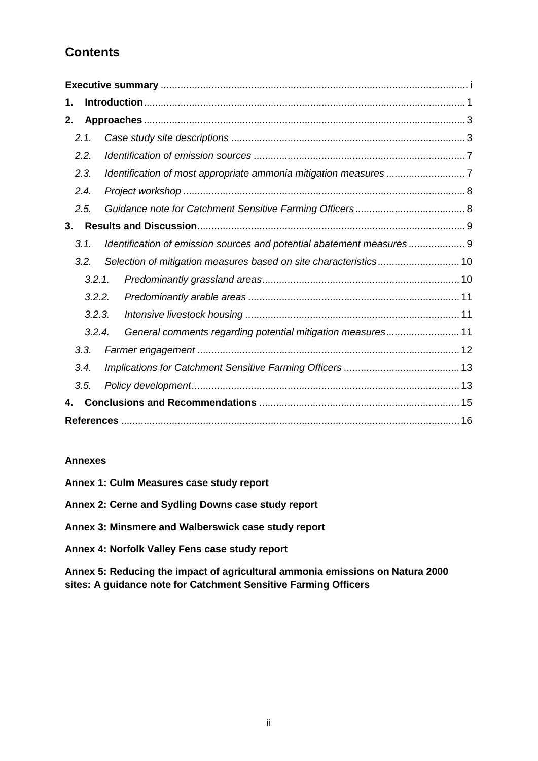## Contents

**Executive summary** ............................................................................................................. i

**1. Introduction** ................................................................................................................. 1

**2. Approaches** ................................................................................................................. 3

*2.1. Case study site descriptions* .................................................................................. 3

*2.2. Identification of emission sources* .......................................................................... 7

*2.3. Identification of most appropriate ammonia mitigation measures* ........................... 7

*2.4. Project workshop* ................................................................................................... 8

*2.5. Guidance note for Catchment Sensitive Farming Officers* ...................................... 8

**3. Results and Discussion** .............................................................................................. 9

*3.1. Identification of emission sources and potential abatement measures* .................... 9

*3.2. Selection of mitigation measures based on site characteristics* ............................ 10

*3.2.1. Predominantly grassland areas* ..................................................................... 10

*3.2.2. Predominantly arable areas* .......................................................................... 11

*3.2.3. Intensive livestock housing* ........................................................................... 11

*3.2.4. General comments regarding potential mitigation measures* .......................... 11

*3.3. Farmer engagement* ............................................................................................ 12

*3.4. Implications for Catchment Sensitive Farming Officers* ........................................ 13

*3.5. Policy development* .............................................................................................. 13

**4. Conclusions and Recommendations** ....................................................................... 15

**References** ..................................................................................................................... 16

**Annexes**

**Annex 1: Culm Measures case study report**

**Annex 2: Cerne and Sydling Downs case study report**

**Annex 3: Minsmere and Walberswick case study report**

**Annex 4: Norfolk Valley Fens case study report**

**Annex 5: Reducing the impact of agricultural ammonia emissions on Natura 2000 sites: A guidance note for Catchment Sensitive Farming Officers**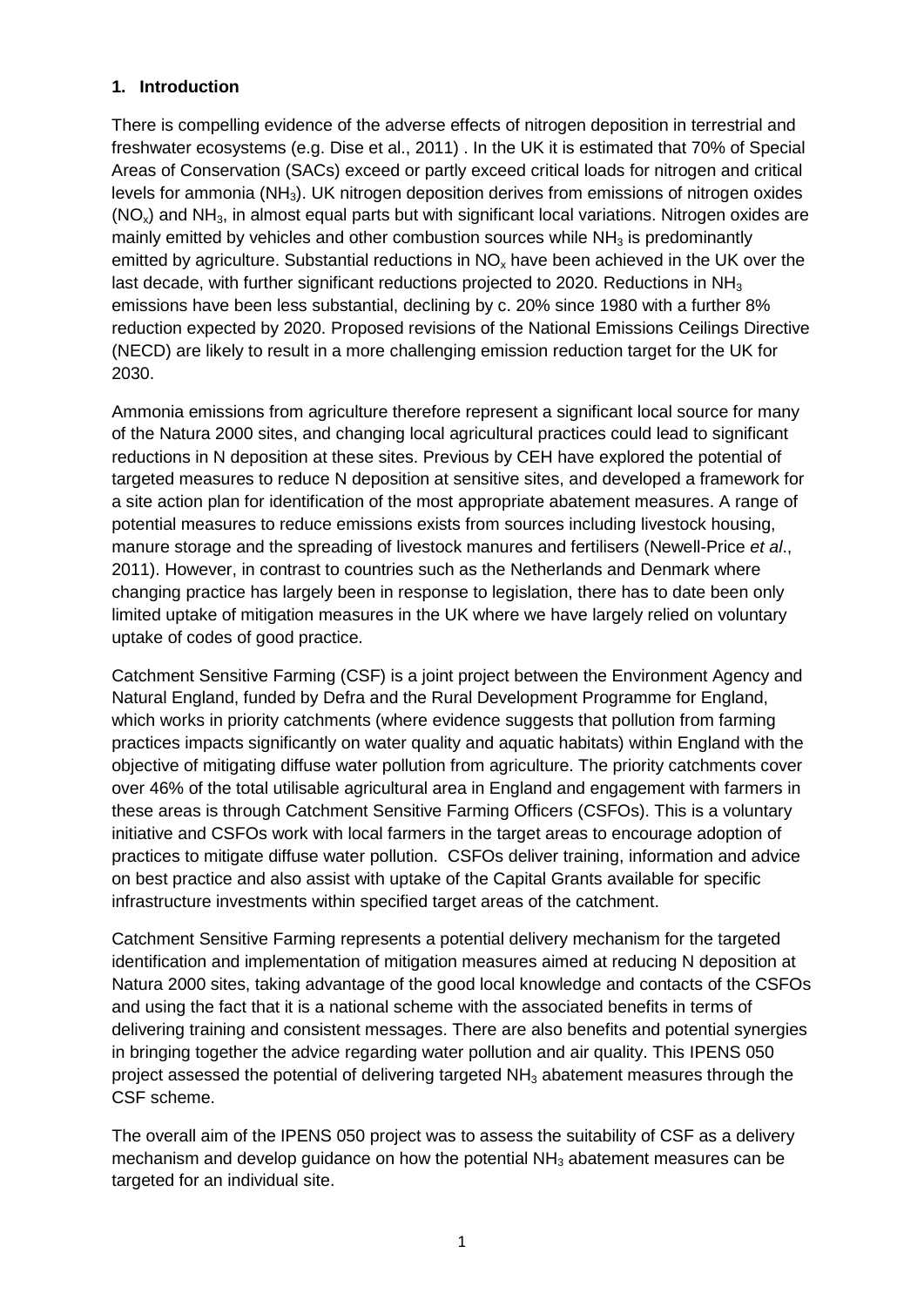## 1. Introduction

There is compelling evidence of the adverse effects of nitrogen deposition in terrestrial and freshwater ecosystems (e.g. Dise et al., 2011) . In the UK it is estimated that 70% of Special Areas of Conservation (SACs) exceed or partly exceed critical loads for nitrogen and critical levels for ammonia ($NH_3$). UK nitrogen deposition derives from emissions of nitrogen oxides ($NO_x$) and $NH_3$, in almost equal parts but with significant local variations. Nitrogen oxides are mainly emitted by vehicles and other combustion sources while $NH_3$ is predominantly emitted by agriculture. Substantial reductions in $NO_x$ have been achieved in the UK over the last decade, with further significant reductions projected to 2020. Reductions in $NH_3$ emissions have been less substantial, declining by c. 20% since 1980 with a further 8% reduction expected by 2020. Proposed revisions of the National Emissions Ceilings Directive (NECD) are likely to result in a more challenging emission reduction target for the UK for 2030.

Ammonia emissions from agriculture therefore represent a significant local source for many of the Natura 2000 sites, and changing local agricultural practices could lead to significant reductions in N deposition at these sites. Previous by CEH have explored the potential of targeted measures to reduce N deposition at sensitive sites, and developed a framework for a site action plan for identification of the most appropriate abatement measures. A range of potential measures to reduce emissions exists from sources including livestock housing, manure storage and the spreading of livestock manures and fertilisers (Newell-Price *et al*., 2011). However, in contrast to countries such as the Netherlands and Denmark where changing practice has largely been in response to legislation, there has to date been only limited uptake of mitigation measures in the UK where we have largely relied on voluntary uptake of codes of good practice.

Catchment Sensitive Farming (CSF) is a joint project between the Environment Agency and Natural England, funded by Defra and the Rural Development Programme for England, which works in priority catchments (where evidence suggests that pollution from farming practices impacts significantly on water quality and aquatic habitats) within England with the objective of mitigating diffuse water pollution from agriculture. The priority catchments cover over 46% of the total utilisable agricultural area in England and engagement with farmers in these areas is through Catchment Sensitive Farming Officers (CSFOs). This is a voluntary initiative and CSFOs work with local farmers in the target areas to encourage adoption of practices to mitigate diffuse water pollution. CSFOs deliver training, information and advice on best practice and also assist with uptake of the Capital Grants available for specific infrastructure investments within specified target areas of the catchment.

Catchment Sensitive Farming represents a potential delivery mechanism for the targeted identification and implementation of mitigation measures aimed at reducing N deposition at Natura 2000 sites, taking advantage of the good local knowledge and contacts of the CSFOs and using the fact that it is a national scheme with the associated benefits in terms of delivering training and consistent messages. There are also benefits and potential synergies in bringing together the advice regarding water pollution and air quality. This IPENS 050 project assessed the potential of delivering targeted $NH_3$ abatement measures through the CSF scheme.

The overall aim of the IPENS 050 project was to assess the suitability of CSF as a delivery mechanism and develop guidance on how the potential $NH_3$ abatement measures can be targeted for an individual site.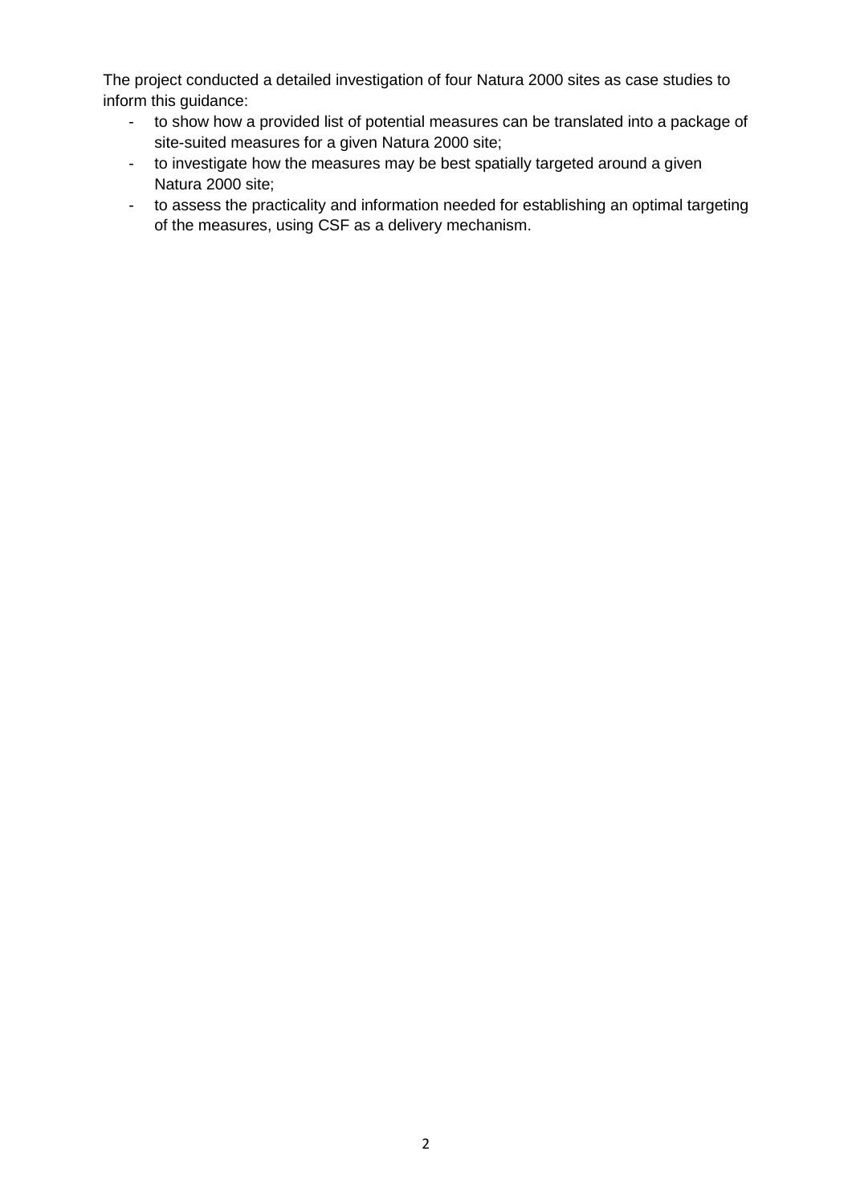The project conducted a detailed investigation of four Natura 2000 sites as case studies to inform this guidance:

- to show how a provided list of potential measures can be translated into a package of site-suited measures for a given Natura 2000 site;
- to investigate how the measures may be best spatially targeted around a given Natura 2000 site;
- to assess the practicality and information needed for establishing an optimal targeting of the measures, using CSF as a delivery mechanism.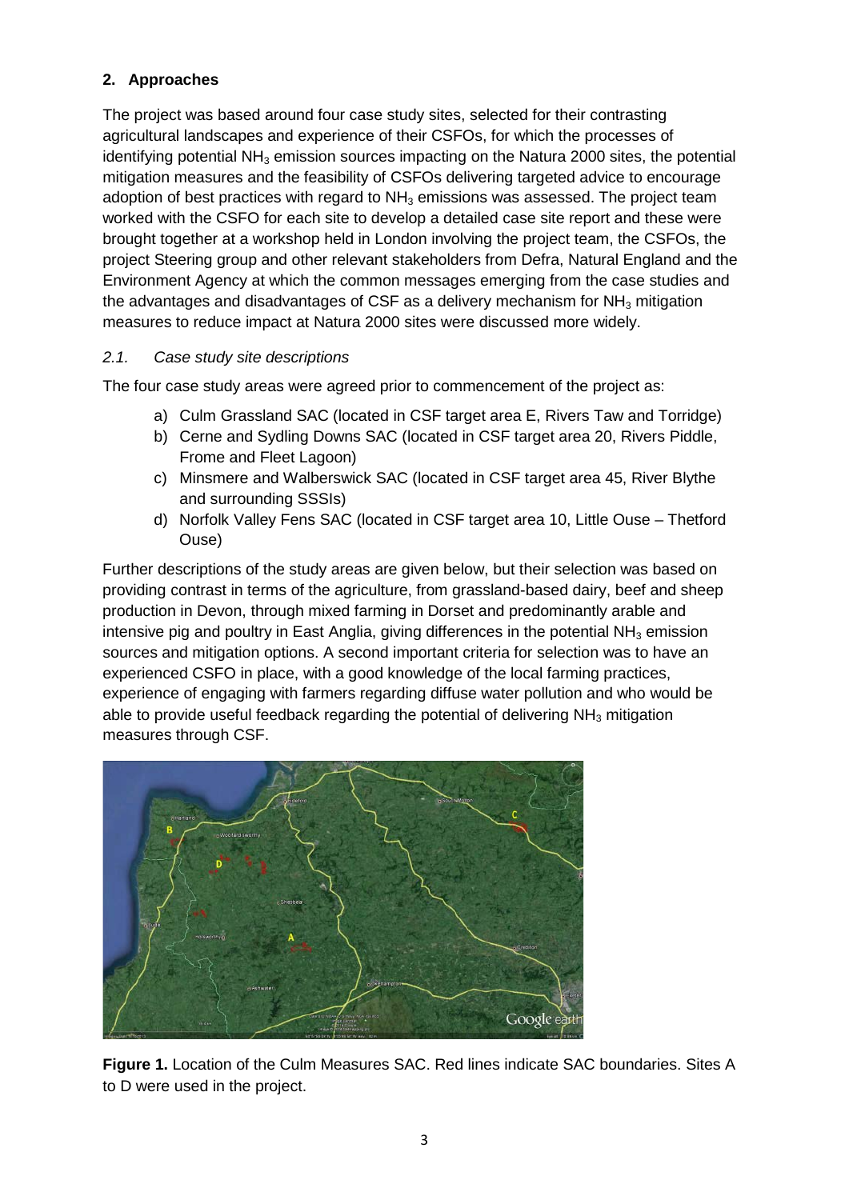## 2. Approaches

The project was based around four case study sites, selected for their contrasting agricultural landscapes and experience of their CSFOs, for which the processes of identifying potential $NH_3$ emission sources impacting on the Natura 2000 sites, the potential mitigation measures and the feasibility of CSFOs delivering targeted advice to encourage adoption of best practices with regard to $NH_3$ emissions was assessed. The project team worked with the CSFO for each site to develop a detailed case site report and these were brought together at a workshop held in London involving the project team, the CSFOs, the project Steering group and other relevant stakeholders from Defra, Natural England and the Environment Agency at which the common messages emerging from the case studies and the advantages and disadvantages of CSF as a delivery mechanism for $NH_3$ mitigation measures to reduce impact at Natura 2000 sites were discussed more widely.

### *2.1. Case study site descriptions*

The four case study areas were agreed prior to commencement of the project as:

a) Culm Grassland SAC (located in CSF target area E, Rivers Taw and Torridge)
b) Cerne and Sydling Downs SAC (located in CSF target area 20, Rivers Piddle, Frome and Fleet Lagoon)
c) Minsmere and Walberswick SAC (located in CSF target area 45, River Blythe and surrounding SSSIs)
d) Norfolk Valley Fens SAC (located in CSF target area 10, Little Ouse – Thetford Ouse)

Further descriptions of the study areas are given below, but their selection was based on providing contrast in terms of the agriculture, from grassland-based dairy, beef and sheep production in Devon, through mixed farming in Dorset and predominantly arable and intensive pig and poultry in East Anglia, giving differences in the potential $NH_3$ emission sources and mitigation options. A second important criteria for selection was to have an experienced CSFO in place, with a good knowledge of the local farming practices, experience of engaging with farmers regarding diffuse water pollution and who would be able to provide useful feedback regarding the potential of delivering $NH_3$ mitigation measures through CSF.

**Figure 1.** Location of the Culm Measures SAC. Red lines indicate SAC boundaries. Sites A to D were used in the project.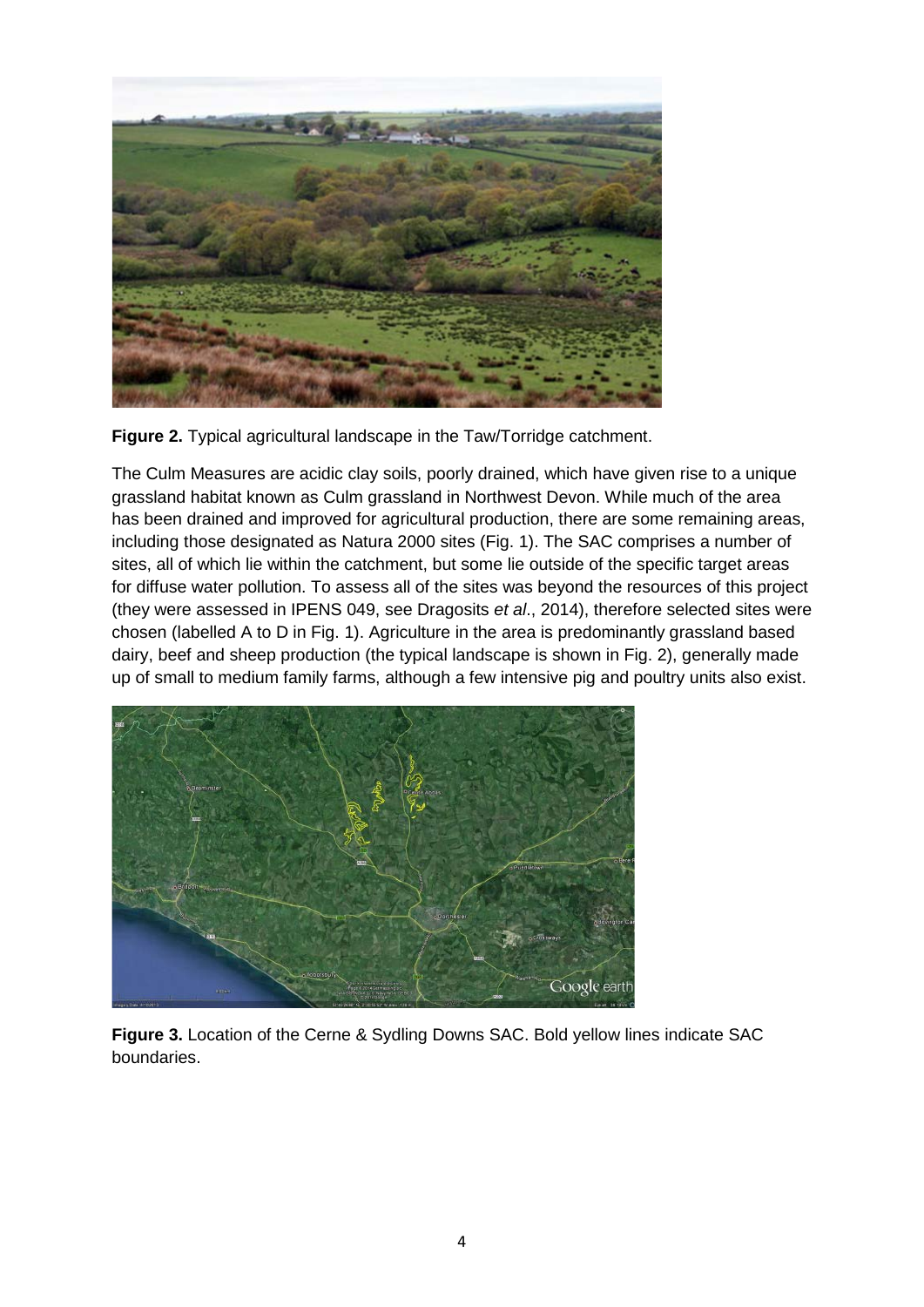**Figure 2.** Typical agricultural landscape in the Taw/Torridge catchment.

The Culm Measures are acidic clay soils, poorly drained, which have given rise to a unique grassland habitat known as Culm grassland in Northwest Devon. While much of the area has been drained and improved for agricultural production, there are some remaining areas, including those designated as Natura 2000 sites (Fig. 1). The SAC comprises a number of sites, all of which lie within the catchment, but some lie outside of the specific target areas for diffuse water pollution. To assess all of the sites was beyond the resources of this project (they were assessed in IPENS 049, see Dragosits *et al*., 2014), therefore selected sites were chosen (labelled A to D in Fig. 1). Agriculture in the area is predominantly grassland based dairy, beef and sheep production (the typical landscape is shown in Fig. 2), generally made up of small to medium family farms, although a few intensive pig and poultry units also exist.

**Figure 3.** Location of the Cerne & Sydling Downs SAC. Bold yellow lines indicate SAC boundaries.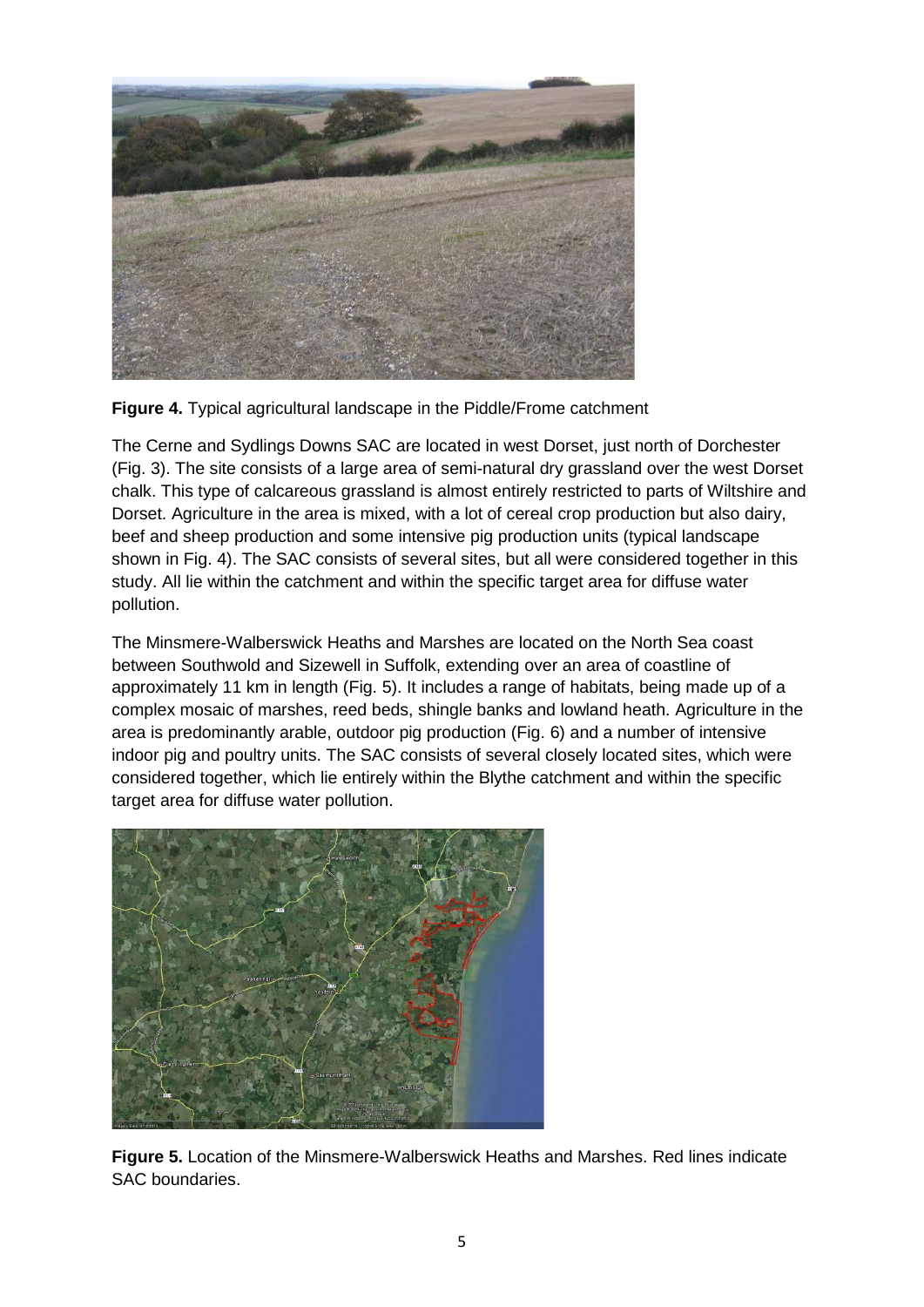**Figure 4.** Typical agricultural landscape in the Piddle/Frome catchment

The Cerne and Sydlings Downs SAC are located in west Dorset, just north of Dorchester (Fig. 3). The site consists of a large area of semi-natural dry grassland over the west Dorset chalk. This type of calcareous grassland is almost entirely restricted to parts of Wiltshire and Dorset. Agriculture in the area is mixed, with a lot of cereal crop production but also dairy, beef and sheep production and some intensive pig production units (typical landscape shown in Fig. 4). The SAC consists of several sites, but all were considered together in this study. All lie within the catchment and within the specific target area for diffuse water pollution.

The Minsmere-Walberswick Heaths and Marshes are located on the North Sea coast between Southwold and Sizewell in Suffolk, extending over an area of coastline of approximately 11 km in length (Fig. 5). It includes a range of habitats, being made up of a complex mosaic of marshes, reed beds, shingle banks and lowland heath. Agriculture in the area is predominantly arable, outdoor pig production (Fig. 6) and a number of intensive indoor pig and poultry units. The SAC consists of several closely located sites, which were considered together, which lie entirely within the Blythe catchment and within the specific target area for diffuse water pollution.

**Figure 5.** Location of the Minsmere-Walberswick Heaths and Marshes. Red lines indicate SAC boundaries.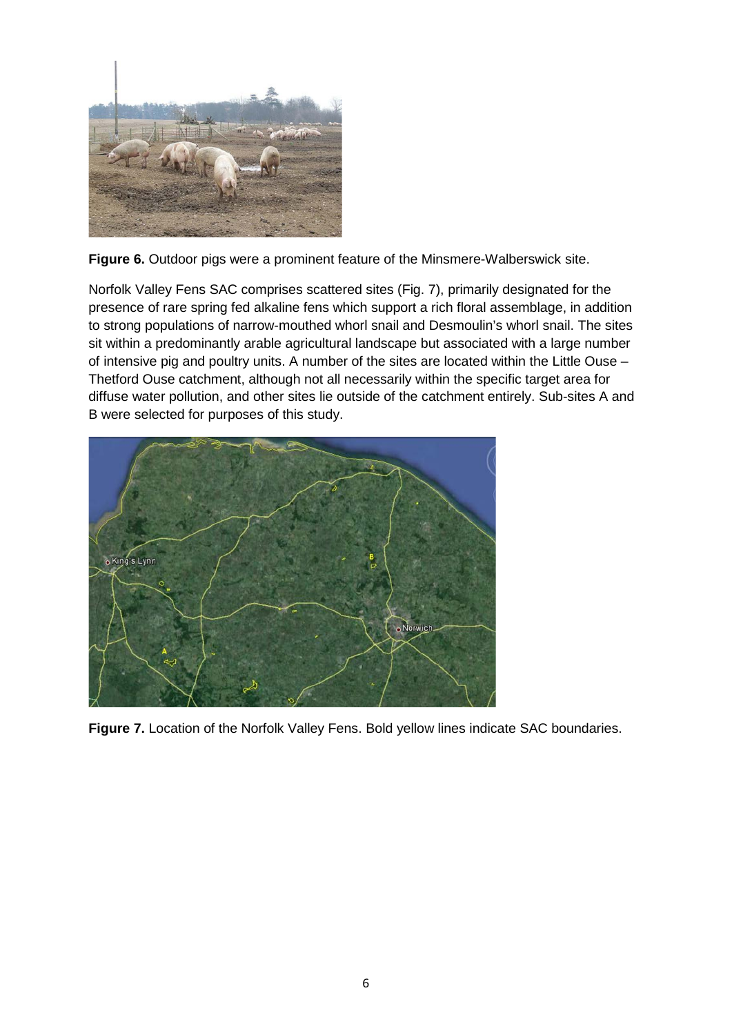**Figure 6.** Outdoor pigs were a prominent feature of the Minsmere-Walberswick site.

Norfolk Valley Fens SAC comprises scattered sites (Fig. 7), primarily designated for the presence of rare spring fed alkaline fens which support a rich floral assemblage, in addition to strong populations of narrow-mouthed whorl snail and Desmoulin's whorl snail. The sites sit within a predominantly arable agricultural landscape but associated with a large number of intensive pig and poultry units. A number of the sites are located within the Little Ouse – Thetford Ouse catchment, although not all necessarily within the specific target area for diffuse water pollution, and other sites lie outside of the catchment entirely. Sub-sites A and B were selected for purposes of this study.

King's Lynn

Norwich

A

B

**Figure 7.** Location of the Norfolk Valley Fens. Bold yellow lines indicate SAC boundaries.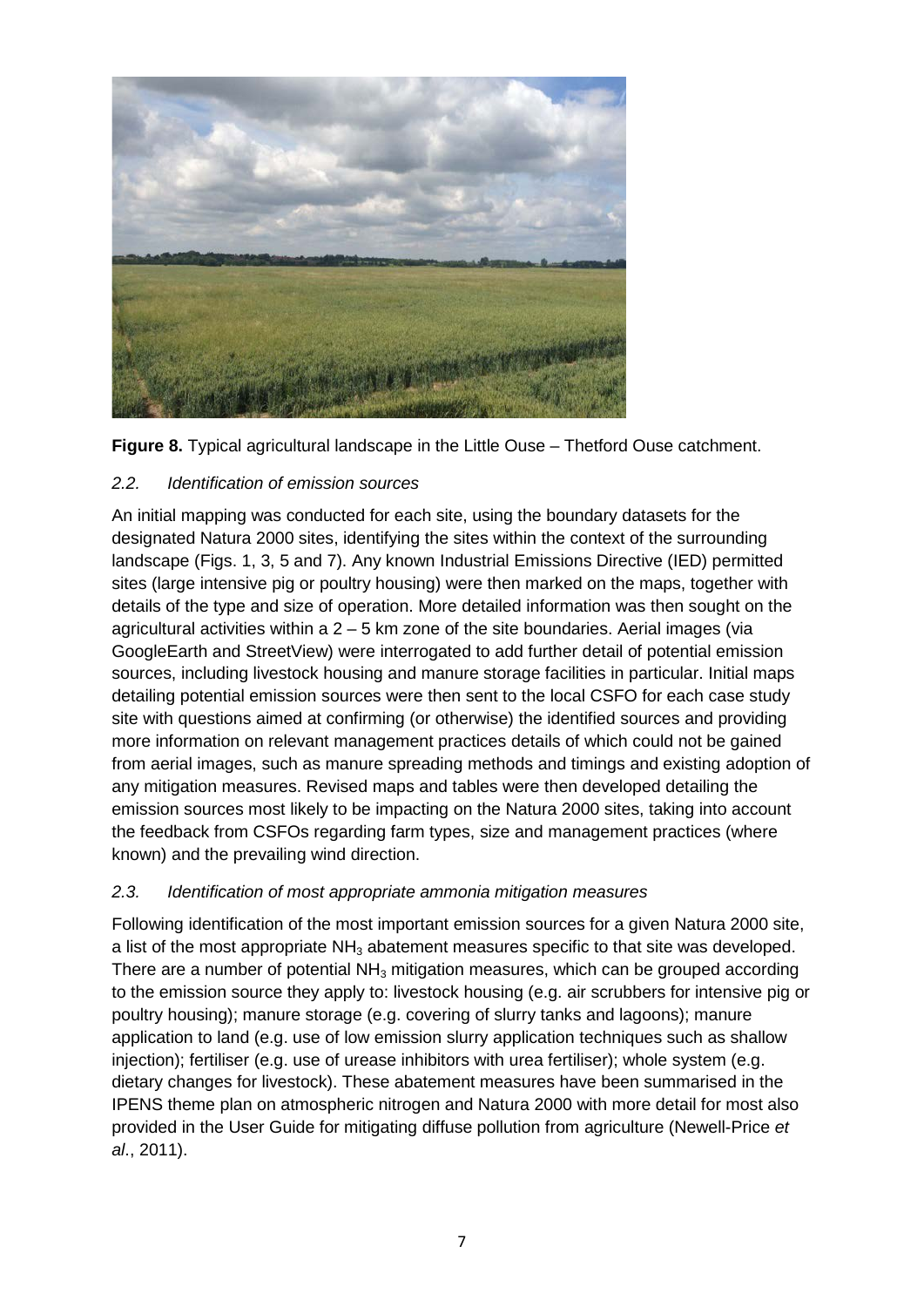**Figure 8.** Typical agricultural landscape in the Little Ouse – Thetford Ouse catchment.

### *2.2. Identification of emission sources*

An initial mapping was conducted for each site, using the boundary datasets for the designated Natura 2000 sites, identifying the sites within the context of the surrounding landscape (Figs. 1, 3, 5 and 7). Any known Industrial Emissions Directive (IED) permitted sites (large intensive pig or poultry housing) were then marked on the maps, together with details of the type and size of operation. More detailed information was then sought on the agricultural activities within a 2 – 5 km zone of the site boundaries. Aerial images (via GoogleEarth and StreetView) were interrogated to add further detail of potential emission sources, including livestock housing and manure storage facilities in particular. Initial maps detailing potential emission sources were then sent to the local CSFO for each case study site with questions aimed at confirming (or otherwise) the identified sources and providing more information on relevant management practices details of which could not be gained from aerial images, such as manure spreading methods and timings and existing adoption of any mitigation measures. Revised maps and tables were then developed detailing the emission sources most likely to be impacting on the Natura 2000 sites, taking into account the feedback from CSFOs regarding farm types, size and management practices (where known) and the prevailing wind direction.

### *2.3. Identification of most appropriate ammonia mitigation measures*

Following identification of the most important emission sources for a given Natura 2000 site, a list of the most appropriate $NH_3$ abatement measures specific to that site was developed. There are a number of potential $NH_3$ mitigation measures, which can be grouped according to the emission source they apply to: livestock housing (e.g. air scrubbers for intensive pig or poultry housing); manure storage (e.g. covering of slurry tanks and lagoons); manure application to land (e.g. use of low emission slurry application techniques such as shallow injection); fertiliser (e.g. use of urease inhibitors with urea fertiliser); whole system (e.g. dietary changes for livestock). These abatement measures have been summarised in the IPENS theme plan on atmospheric nitrogen and Natura 2000 with more detail for most also provided in the User Guide for mitigating diffuse pollution from agriculture (Newell-Price *et al*., 2011).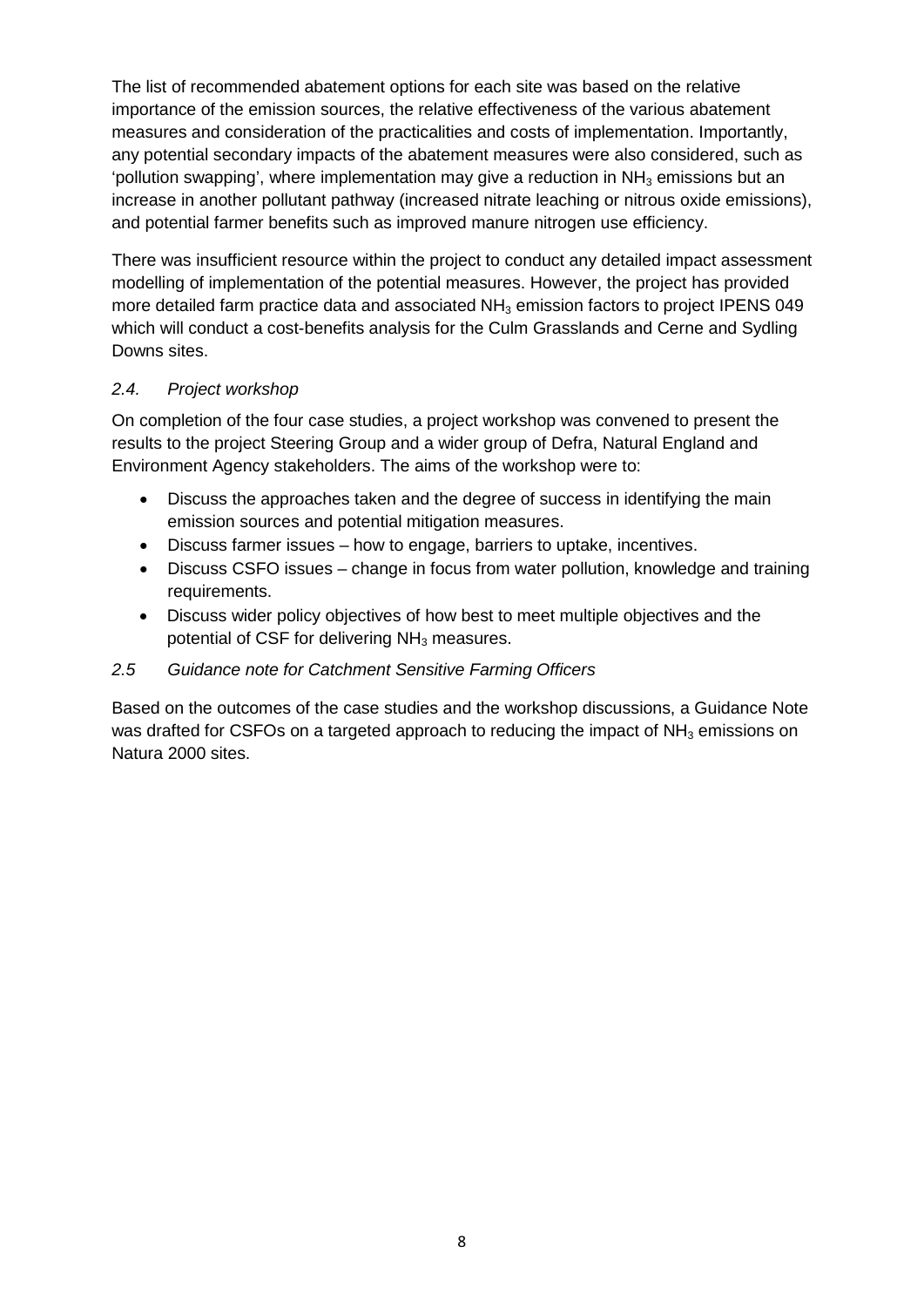The list of recommended abatement options for each site was based on the relative importance of the emission sources, the relative effectiveness of the various abatement measures and consideration of the practicalities and costs of implementation. Importantly, any potential secondary impacts of the abatement measures were also considered, such as 'pollution swapping', where implementation may give a reduction in $NH_3$ emissions but an increase in another pollutant pathway (increased nitrate leaching or nitrous oxide emissions), and potential farmer benefits such as improved manure nitrogen use efficiency.

There was insufficient resource within the project to conduct any detailed impact assessment modelling of implementation of the potential measures. However, the project has provided more detailed farm practice data and associated $NH_3$ emission factors to project IPENS 049 which will conduct a cost-benefits analysis for the Culm Grasslands and Cerne and Sydling Downs sites.

### *2.4. Project workshop*

On completion of the four case studies, a project workshop was convened to present the results to the project Steering Group and a wider group of Defra, Natural England and Environment Agency stakeholders. The aims of the workshop were to:

- Discuss the approaches taken and the degree of success in identifying the main emission sources and potential mitigation measures.
- Discuss farmer issues – how to engage, barriers to uptake, incentives.
- Discuss CSFO issues – change in focus from water pollution, knowledge and training requirements.
- Discuss wider policy objectives of how best to meet multiple objectives and the potential of CSF for delivering $NH_3$ measures.

### *2.5 Guidance note for Catchment Sensitive Farming Officers*

Based on the outcomes of the case studies and the workshop discussions, a Guidance Note was drafted for CSFOs on a targeted approach to reducing the impact of $NH_3$ emissions on Natura 2000 sites.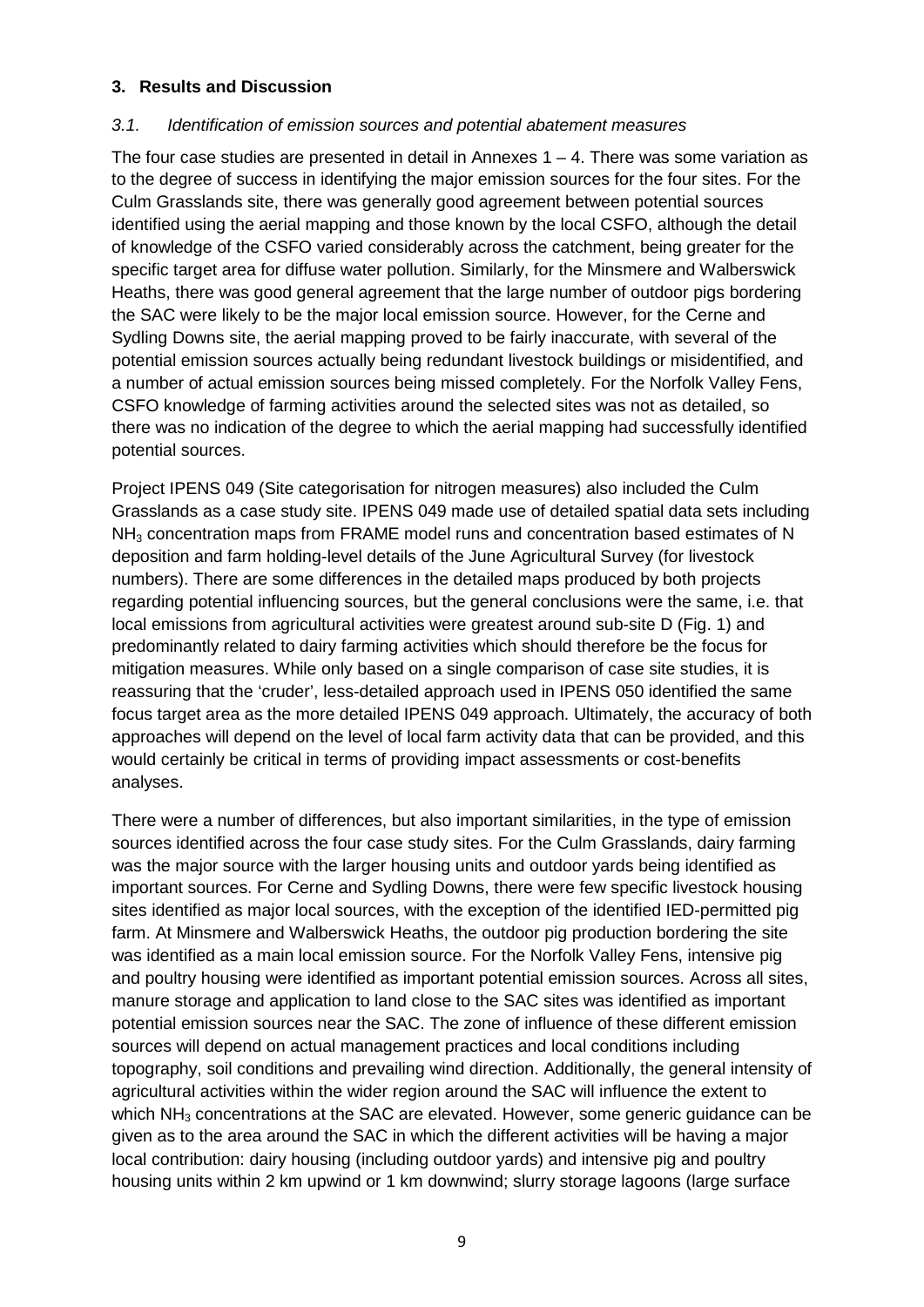## 3. Results and Discussion

### *3.1. Identification of emission sources and potential abatement measures*

The four case studies are presented in detail in Annexes 1 – 4. There was some variation as to the degree of success in identifying the major emission sources for the four sites. For the Culm Grasslands site, there was generally good agreement between potential sources identified using the aerial mapping and those known by the local CSFO, although the detail of knowledge of the CSFO varied considerably across the catchment, being greater for the specific target area for diffuse water pollution. Similarly, for the Minsmere and Walberswick Heaths, there was good general agreement that the large number of outdoor pigs bordering the SAC were likely to be the major local emission source. However, for the Cerne and Sydling Downs site, the aerial mapping proved to be fairly inaccurate, with several of the potential emission sources actually being redundant livestock buildings or misidentified, and a number of actual emission sources being missed completely. For the Norfolk Valley Fens, CSFO knowledge of farming activities around the selected sites was not as detailed, so there was no indication of the degree to which the aerial mapping had successfully identified potential sources.

Project IPENS 049 (Site categorisation for nitrogen measures) also included the Culm Grasslands as a case study site. IPENS 049 made use of detailed spatial data sets including $NH_3$ concentration maps from FRAME model runs and concentration based estimates of N deposition and farm holding-level details of the June Agricultural Survey (for livestock numbers). There are some differences in the detailed maps produced by both projects regarding potential influencing sources, but the general conclusions were the same, i.e. that local emissions from agricultural activities were greatest around sub-site D (Fig. 1) and predominantly related to dairy farming activities which should therefore be the focus for mitigation measures. While only based on a single comparison of case site studies, it is reassuring that the 'cruder', less-detailed approach used in IPENS 050 identified the same focus target area as the more detailed IPENS 049 approach. Ultimately, the accuracy of both approaches will depend on the level of local farm activity data that can be provided, and this would certainly be critical in terms of providing impact assessments or cost-benefits analyses.

There were a number of differences, but also important similarities, in the type of emission sources identified across the four case study sites. For the Culm Grasslands, dairy farming was the major source with the larger housing units and outdoor yards being identified as important sources. For Cerne and Sydling Downs, there were few specific livestock housing sites identified as major local sources, with the exception of the identified IED-permitted pig farm. At Minsmere and Walberswick Heaths, the outdoor pig production bordering the site was identified as a main local emission source. For the Norfolk Valley Fens, intensive pig and poultry housing were identified as important potential emission sources. Across all sites, manure storage and application to land close to the SAC sites was identified as important potential emission sources near the SAC. The zone of influence of these different emission sources will depend on actual management practices and local conditions including topography, soil conditions and prevailing wind direction. Additionally, the general intensity of agricultural activities within the wider region around the SAC will influence the extent to which $NH_3$ concentrations at the SAC are elevated. However, some generic guidance can be given as to the area around the SAC in which the different activities will be having a major local contribution: dairy housing (including outdoor yards) and intensive pig and poultry housing units within 2 km upwind or 1 km downwind; slurry storage lagoons (large surface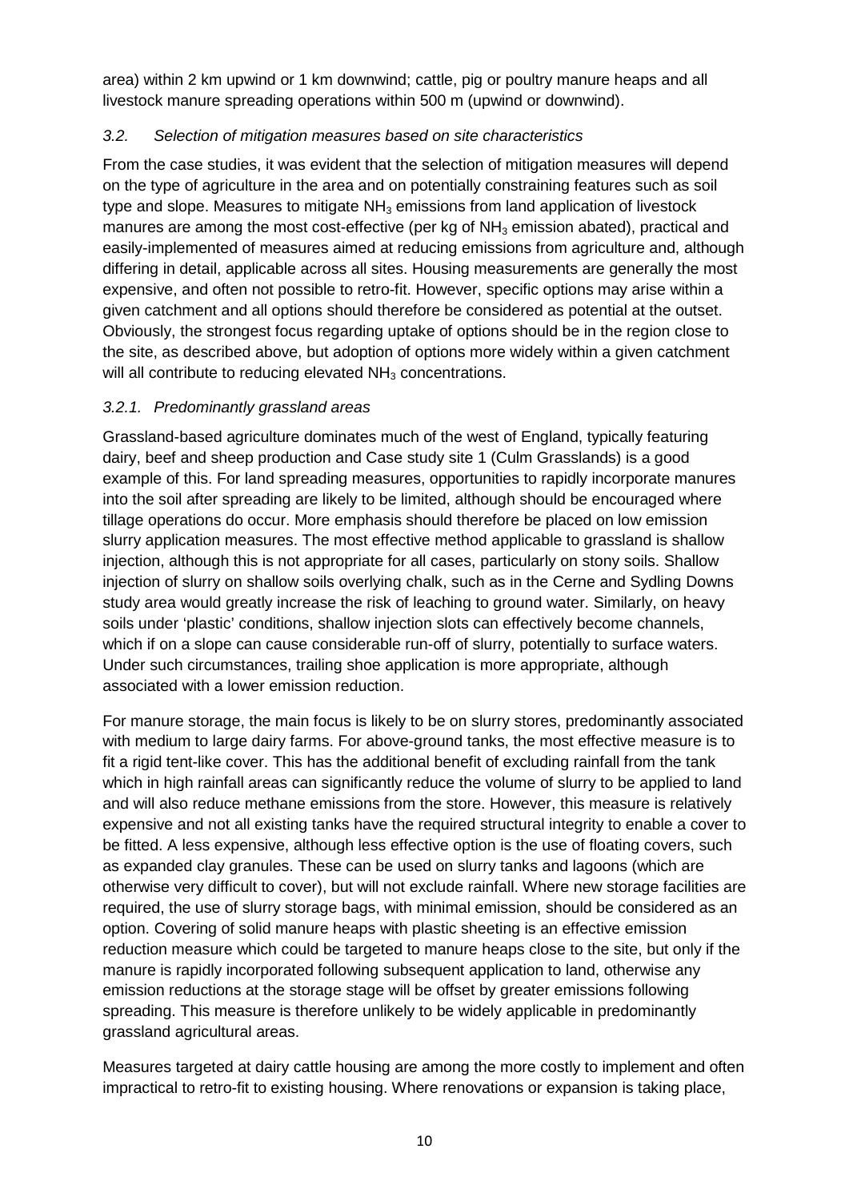area) within 2 km upwind or 1 km downwind; cattle, pig or poultry manure heaps and all livestock manure spreading operations within 500 m (upwind or downwind).

### *3.2. Selection of mitigation measures based on site characteristics*

From the case studies, it was evident that the selection of mitigation measures will depend on the type of agriculture in the area and on potentially constraining features such as soil type and slope. Measures to mitigate $NH_3$ emissions from land application of livestock manures are among the most cost-effective (per kg of $NH_3$ emission abated), practical and easily-implemented of measures aimed at reducing emissions from agriculture and, although differing in detail, applicable across all sites. Housing measurements are generally the most expensive, and often not possible to retro-fit. However, specific options may arise within a given catchment and all options should therefore be considered as potential at the outset. Obviously, the strongest focus regarding uptake of options should be in the region close to the site, as described above, but adoption of options more widely within a given catchment will all contribute to reducing elevated $NH_3$ concentrations.

#### *3.2.1. Predominantly grassland areas*

Grassland-based agriculture dominates much of the west of England, typically featuring dairy, beef and sheep production and Case study site 1 (Culm Grasslands) is a good example of this. For land spreading measures, opportunities to rapidly incorporate manures into the soil after spreading are likely to be limited, although should be encouraged where tillage operations do occur. More emphasis should therefore be placed on low emission slurry application measures. The most effective method applicable to grassland is shallow injection, although this is not appropriate for all cases, particularly on stony soils. Shallow injection of slurry on shallow soils overlying chalk, such as in the Cerne and Sydling Downs study area would greatly increase the risk of leaching to ground water. Similarly, on heavy soils under 'plastic' conditions, shallow injection slots can effectively become channels, which if on a slope can cause considerable run-off of slurry, potentially to surface waters. Under such circumstances, trailing shoe application is more appropriate, although associated with a lower emission reduction.

For manure storage, the main focus is likely to be on slurry stores, predominantly associated with medium to large dairy farms. For above-ground tanks, the most effective measure is to fit a rigid tent-like cover. This has the additional benefit of excluding rainfall from the tank which in high rainfall areas can significantly reduce the volume of slurry to be applied to land and will also reduce methane emissions from the store. However, this measure is relatively expensive and not all existing tanks have the required structural integrity to enable a cover to be fitted. A less expensive, although less effective option is the use of floating covers, such as expanded clay granules. These can be used on slurry tanks and lagoons (which are otherwise very difficult to cover), but will not exclude rainfall. Where new storage facilities are required, the use of slurry storage bags, with minimal emission, should be considered as an option. Covering of solid manure heaps with plastic sheeting is an effective emission reduction measure which could be targeted to manure heaps close to the site, but only if the manure is rapidly incorporated following subsequent application to land, otherwise any emission reductions at the storage stage will be offset by greater emissions following spreading. This measure is therefore unlikely to be widely applicable in predominantly grassland agricultural areas.

Measures targeted at dairy cattle housing are among the more costly to implement and often impractical to retro-fit to existing housing. Where renovations or expansion is taking place,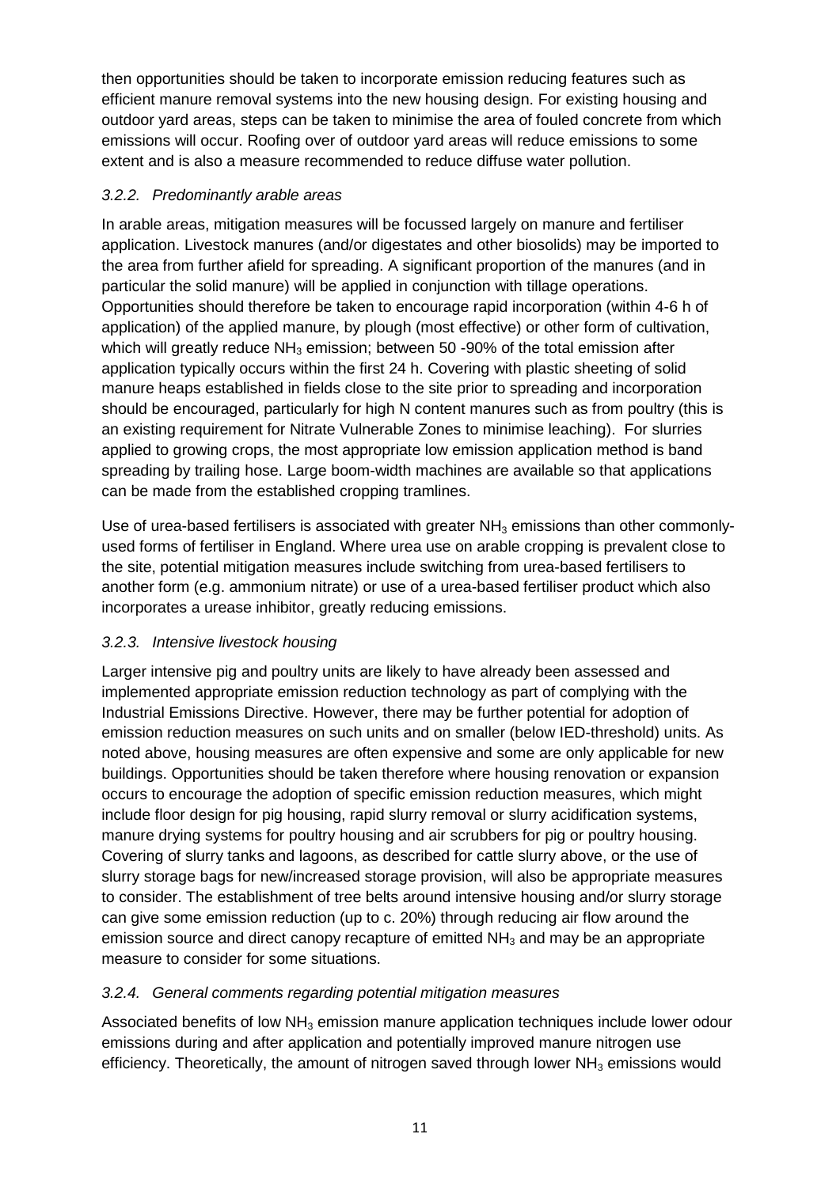then opportunities should be taken to incorporate emission reducing features such as efficient manure removal systems into the new housing design. For existing housing and outdoor yard areas, steps can be taken to minimise the area of fouled concrete from which emissions will occur. Roofing over of outdoor yard areas will reduce emissions to some extent and is also a measure recommended to reduce diffuse water pollution.

### *3.2.2. Predominantly arable areas*

In arable areas, mitigation measures will be focussed largely on manure and fertiliser application. Livestock manures (and/or digestates and other biosolids) may be imported to the area from further afield for spreading. A significant proportion of the manures (and in particular the solid manure) will be applied in conjunction with tillage operations. Opportunities should therefore be taken to encourage rapid incorporation (within 4-6 h of application) of the applied manure, by plough (most effective) or other form of cultivation, which will greatly reduce $NH_3$ emission; between 50 -90% of the total emission after application typically occurs within the first 24 h. Covering with plastic sheeting of solid manure heaps established in fields close to the site prior to spreading and incorporation should be encouraged, particularly for high N content manures such as from poultry (this is an existing requirement for Nitrate Vulnerable Zones to minimise leaching). For slurries applied to growing crops, the most appropriate low emission application method is band spreading by trailing hose. Large boom-width machines are available so that applications can be made from the established cropping tramlines.

Use of urea-based fertilisers is associated with greater $NH_3$ emissions than other commonly-used forms of fertiliser in England. Where urea use on arable cropping is prevalent close to the site, potential mitigation measures include switching from urea-based fertilisers to another form (e.g. ammonium nitrate) or use of a urea-based fertiliser product which also incorporates a urease inhibitor, greatly reducing emissions.

### *3.2.3. Intensive livestock housing*

Larger intensive pig and poultry units are likely to have already been assessed and implemented appropriate emission reduction technology as part of complying with the Industrial Emissions Directive. However, there may be further potential for adoption of emission reduction measures on such units and on smaller (below IED-threshold) units. As noted above, housing measures are often expensive and some are only applicable for new buildings. Opportunities should be taken therefore where housing renovation or expansion occurs to encourage the adoption of specific emission reduction measures, which might include floor design for pig housing, rapid slurry removal or slurry acidification systems, manure drying systems for poultry housing and air scrubbers for pig or poultry housing. Covering of slurry tanks and lagoons, as described for cattle slurry above, or the use of slurry storage bags for new/increased storage provision, will also be appropriate measures to consider. The establishment of tree belts around intensive housing and/or slurry storage can give some emission reduction (up to c. 20%) through reducing air flow around the emission source and direct canopy recapture of emitted $NH_3$ and may be an appropriate measure to consider for some situations.

### *3.2.4. General comments regarding potential mitigation measures*

Associated benefits of low $NH_3$ emission manure application techniques include lower odour emissions during and after application and potentially improved manure nitrogen use efficiency. Theoretically, the amount of nitrogen saved through lower $NH_3$ emissions would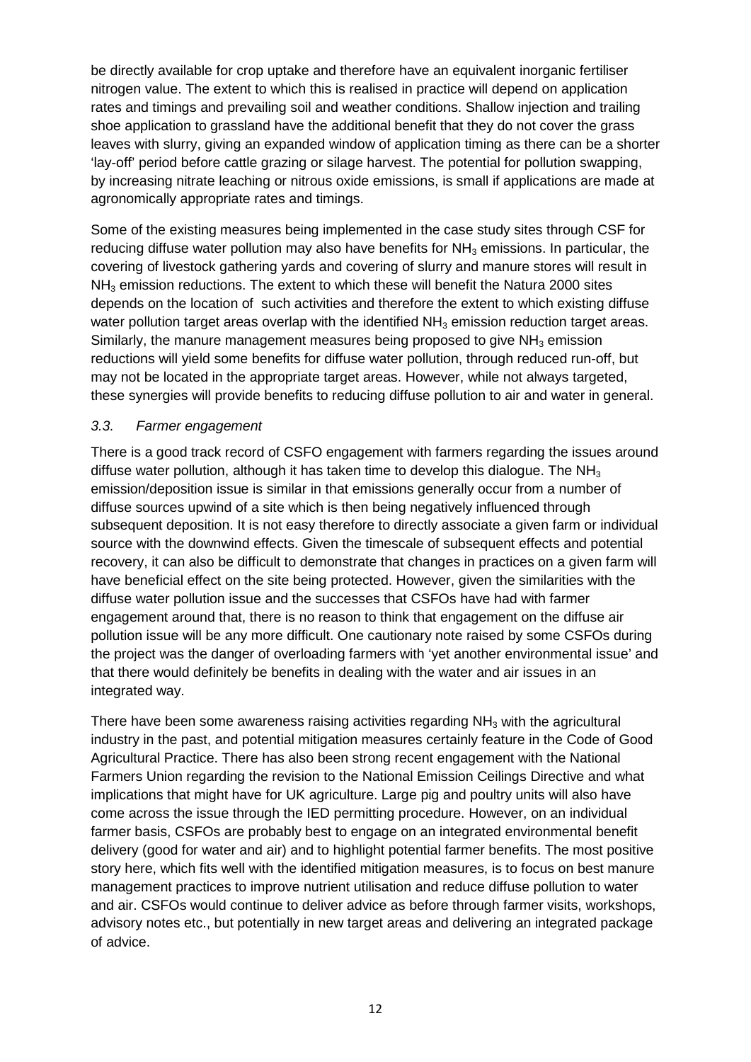be directly available for crop uptake and therefore have an equivalent inorganic fertiliser nitrogen value. The extent to which this is realised in practice will depend on application rates and timings and prevailing soil and weather conditions. Shallow injection and trailing shoe application to grassland have the additional benefit that they do not cover the grass leaves with slurry, giving an expanded window of application timing as there can be a shorter 'lay-off' period before cattle grazing or silage harvest. The potential for pollution swapping, by increasing nitrate leaching or nitrous oxide emissions, is small if applications are made at agronomically appropriate rates and timings.

Some of the existing measures being implemented in the case study sites through CSF for reducing diffuse water pollution may also have benefits for $NH_3$ emissions. In particular, the covering of livestock gathering yards and covering of slurry and manure stores will result in $NH_3$ emission reductions. The extent to which these will benefit the Natura 2000 sites depends on the location of such activities and therefore the extent to which existing diffuse water pollution target areas overlap with the identified $NH_3$ emission reduction target areas. Similarly, the manure management measures being proposed to give $NH_3$ emission reductions will yield some benefits for diffuse water pollution, through reduced run-off, but may not be located in the appropriate target areas. However, while not always targeted, these synergies will provide benefits to reducing diffuse pollution to air and water in general.

### *3.3. Farmer engagement*

There is a good track record of CSFO engagement with farmers regarding the issues around diffuse water pollution, although it has taken time to develop this dialogue. The $NH_3$ emission/deposition issue is similar in that emissions generally occur from a number of diffuse sources upwind of a site which is then being negatively influenced through subsequent deposition. It is not easy therefore to directly associate a given farm or individual source with the downwind effects. Given the timescale of subsequent effects and potential recovery, it can also be difficult to demonstrate that changes in practices on a given farm will have beneficial effect on the site being protected. However, given the similarities with the diffuse water pollution issue and the successes that CSFOs have had with farmer engagement around that, there is no reason to think that engagement on the diffuse air pollution issue will be any more difficult. One cautionary note raised by some CSFOs during the project was the danger of overloading farmers with 'yet another environmental issue' and that there would definitely be benefits in dealing with the water and air issues in an integrated way.

There have been some awareness raising activities regarding $NH_3$ with the agricultural industry in the past, and potential mitigation measures certainly feature in the Code of Good Agricultural Practice. There has also been strong recent engagement with the National Farmers Union regarding the revision to the National Emission Ceilings Directive and what implications that might have for UK agriculture. Large pig and poultry units will also have come across the issue through the IED permitting procedure. However, on an individual farmer basis, CSFOs are probably best to engage on an integrated environmental benefit delivery (good for water and air) and to highlight potential farmer benefits. The most positive story here, which fits well with the identified mitigation measures, is to focus on best manure management practices to improve nutrient utilisation and reduce diffuse pollution to water and air. CSFOs would continue to deliver advice as before through farmer visits, workshops, advisory notes etc., but potentially in new target areas and delivering an integrated package of advice.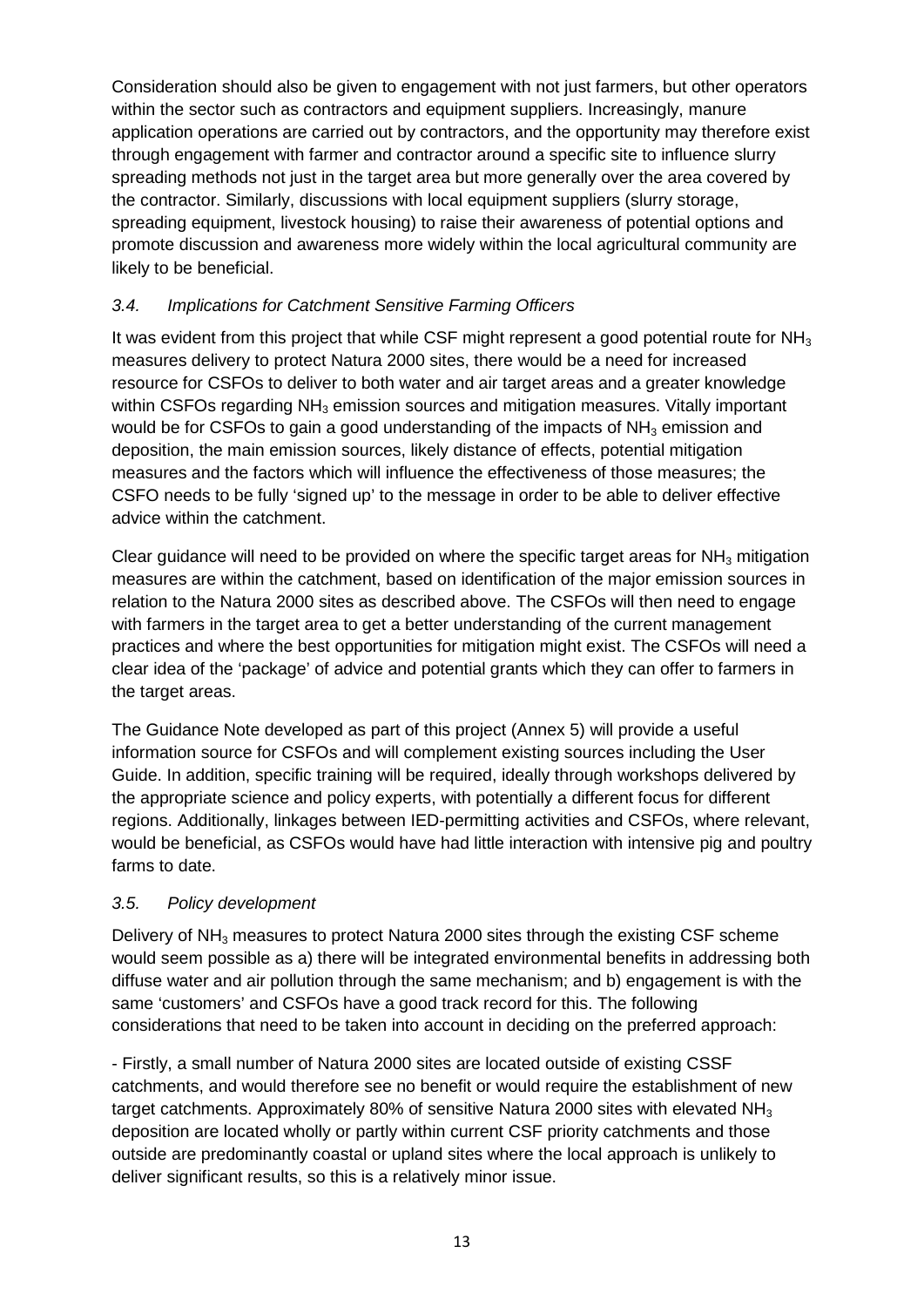Consideration should also be given to engagement with not just farmers, but other operators within the sector such as contractors and equipment suppliers. Increasingly, manure application operations are carried out by contractors, and the opportunity may therefore exist through engagement with farmer and contractor around a specific site to influence slurry spreading methods not just in the target area but more generally over the area covered by the contractor. Similarly, discussions with local equipment suppliers (slurry storage, spreading equipment, livestock housing) to raise their awareness of potential options and promote discussion and awareness more widely within the local agricultural community are likely to be beneficial.

### *3.4. Implications for Catchment Sensitive Farming Officers*

It was evident from this project that while CSF might represent a good potential route for $NH_3$ measures delivery to protect Natura 2000 sites, there would be a need for increased resource for CSFOs to deliver to both water and air target areas and a greater knowledge within CSFOs regarding $NH_3$ emission sources and mitigation measures. Vitally important would be for CSFOs to gain a good understanding of the impacts of $NH_3$ emission and deposition, the main emission sources, likely distance of effects, potential mitigation measures and the factors which will influence the effectiveness of those measures; the CSFO needs to be fully 'signed up' to the message in order to be able to deliver effective advice within the catchment.

Clear guidance will need to be provided on where the specific target areas for $NH_3$ mitigation measures are within the catchment, based on identification of the major emission sources in relation to the Natura 2000 sites as described above. The CSFOs will then need to engage with farmers in the target area to get a better understanding of the current management practices and where the best opportunities for mitigation might exist. The CSFOs will need a clear idea of the 'package' of advice and potential grants which they can offer to farmers in the target areas.

The Guidance Note developed as part of this project (Annex 5) will provide a useful information source for CSFOs and will complement existing sources including the User Guide. In addition, specific training will be required, ideally through workshops delivered by the appropriate science and policy experts, with potentially a different focus for different regions. Additionally, linkages between IED-permitting activities and CSFOs, where relevant, would be beneficial, as CSFOs would have had little interaction with intensive pig and poultry farms to date.

### *3.5. Policy development*

Delivery of $NH_3$ measures to protect Natura 2000 sites through the existing CSF scheme would seem possible as a) there will be integrated environmental benefits in addressing both diffuse water and air pollution through the same mechanism; and b) engagement is with the same 'customers' and CSFOs have a good track record for this. The following considerations that need to be taken into account in deciding on the preferred approach:

- Firstly, a small number of Natura 2000 sites are located outside of existing CSSF catchments, and would therefore see no benefit or would require the establishment of new target catchments. Approximately 80% of sensitive Natura 2000 sites with elevated $NH_3$ deposition are located wholly or partly within current CSF priority catchments and those outside are predominantly coastal or upland sites where the local approach is unlikely to deliver significant results, so this is a relatively minor issue.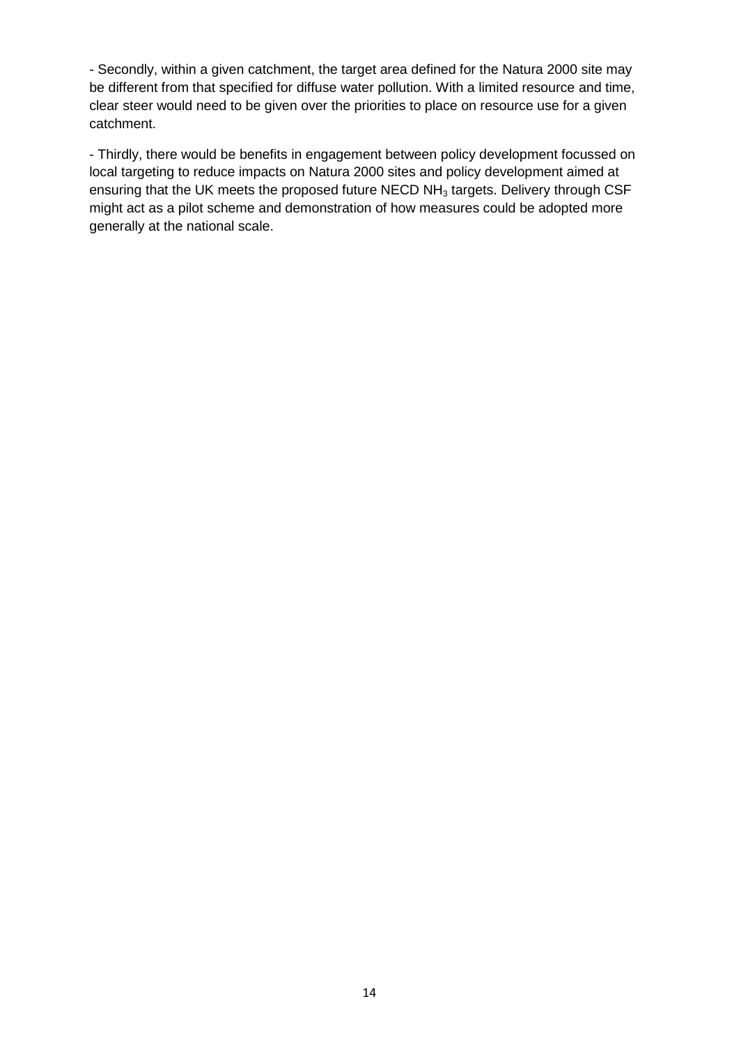- Secondly, within a given catchment, the target area defined for the Natura 2000 site may be different from that specified for diffuse water pollution. With a limited resource and time, clear steer would need to be given over the priorities to place on resource use for a given catchment.

- Thirdly, there would be benefits in engagement between policy development focussed on local targeting to reduce impacts on Natura 2000 sites and policy development aimed at ensuring that the UK meets the proposed future NECD $NH_3$ targets. Delivery through CSF might act as a pilot scheme and demonstration of how measures could be adopted more generally at the national scale.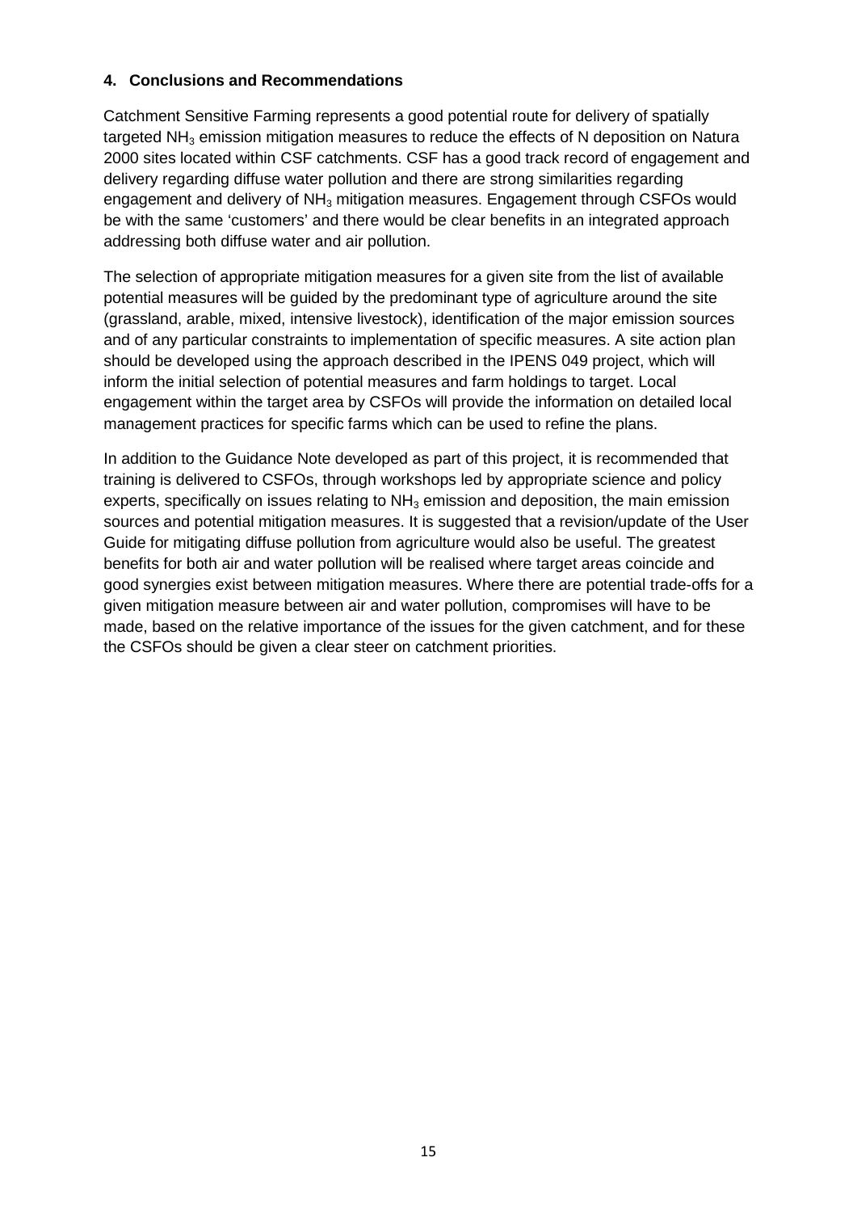## 4. Conclusions and Recommendations

Catchment Sensitive Farming represents a good potential route for delivery of spatially targeted $NH_3$ emission mitigation measures to reduce the effects of N deposition on Natura 2000 sites located within CSF catchments. CSF has a good track record of engagement and delivery regarding diffuse water pollution and there are strong similarities regarding engagement and delivery of $NH_3$ mitigation measures. Engagement through CSFOs would be with the same 'customers' and there would be clear benefits in an integrated approach addressing both diffuse water and air pollution.

The selection of appropriate mitigation measures for a given site from the list of available potential measures will be guided by the predominant type of agriculture around the site (grassland, arable, mixed, intensive livestock), identification of the major emission sources and of any particular constraints to implementation of specific measures. A site action plan should be developed using the approach described in the IPENS 049 project, which will inform the initial selection of potential measures and farm holdings to target. Local engagement within the target area by CSFOs will provide the information on detailed local management practices for specific farms which can be used to refine the plans.

In addition to the Guidance Note developed as part of this project, it is recommended that training is delivered to CSFOs, through workshops led by appropriate science and policy experts, specifically on issues relating to $NH_3$ emission and deposition, the main emission sources and potential mitigation measures. It is suggested that a revision/update of the User Guide for mitigating diffuse pollution from agriculture would also be useful. The greatest benefits for both air and water pollution will be realised where target areas coincide and good synergies exist between mitigation measures. Where there are potential trade-offs for a given mitigation measure between air and water pollution, compromises will have to be made, based on the relative importance of the issues for the given catchment, and for these the CSFOs should be given a clear steer on catchment priorities.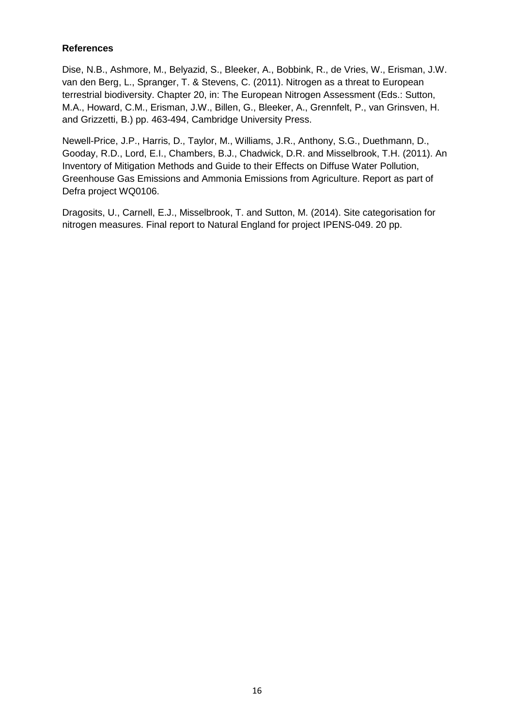**References**

Dise, N.B., Ashmore, M., Belyazid, S., Bleeker, A., Bobbink, R., de Vries, W., Erisman, J.W. van den Berg, L., Spranger, T. & Stevens, C. (2011). Nitrogen as a threat to European terrestrial biodiversity. Chapter 20, in: The European Nitrogen Assessment (Eds.: Sutton, M.A., Howard, C.M., Erisman, J.W., Billen, G., Bleeker, A., Grennfelt, P., van Grinsven, H. and Grizzetti, B.) pp. 463-494, Cambridge University Press.

Newell-Price, J.P., Harris, D., Taylor, M., Williams, J.R., Anthony, S.G., Duethmann, D., Gooday, R.D., Lord, E.I., Chambers, B.J., Chadwick, D.R. and Misselbrook, T.H. (2011). An Inventory of Mitigation Methods and Guide to their Effects on Diffuse Water Pollution, Greenhouse Gas Emissions and Ammonia Emissions from Agriculture. Report as part of Defra project WQ0106.

Dragosits, U., Carnell, E.J., Misselbrook, T. and Sutton, M. (2014). Site categorisation for nitrogen measures. Final report to Natural England for project IPENS-049. 20 pp.